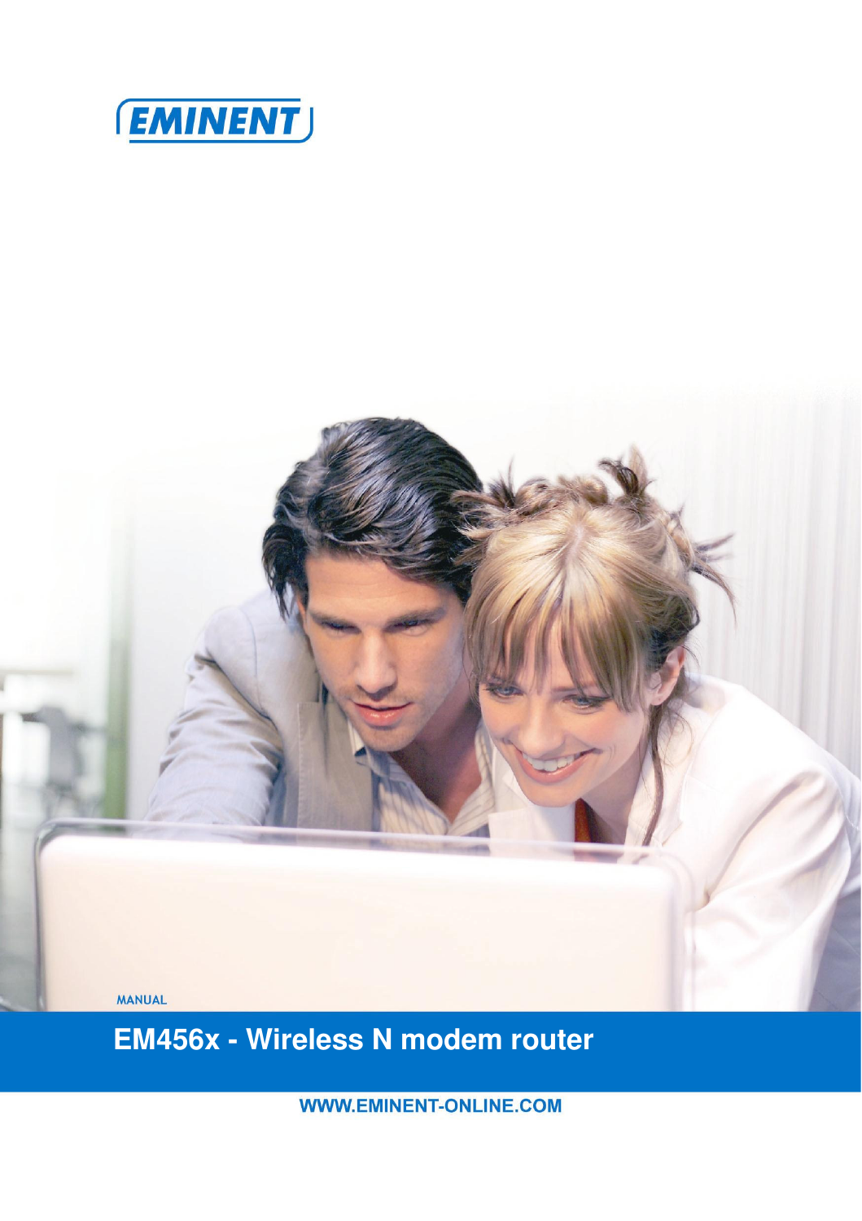EMINENT

MANUAL

# EM456x - Wireless N modem router

WWW.EMINENT-ONLINE.COM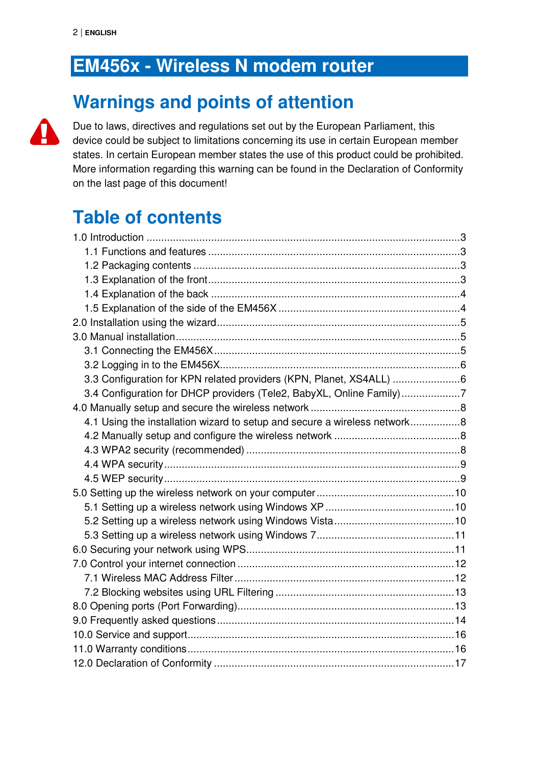# EM456x - Wireless N modem router

## Warnings and points of attention

Due to laws, directives and regulations set out by the European Parliament, this device could be subject to limitations concerning its use in certain European member states. In certain European member states the use of this product could be prohibited. More information regarding this warning can be found in the Declaration of Conformity on the last page of this document!

## Table of contents

1.0 Introduction ........................................................................................................3
- 1.1 Functions and features ......................................................................................3
- 1.2 Packaging contents ..........................................................................................3
- 1.3 Explanation of the front.....................................................................................3
- 1.4 Explanation of the back .....................................................................................4
- 1.5 Explanation of the side of the EM456X ..............................................................4

2.0 Installation using the wizard...................................................................................5

3.0 Manual installation.................................................................................................5
- 3.1 Connecting the EM456X....................................................................................5
- 3.2 Logging in to the EM456X..................................................................................6
- 3.3 Configuration for KPN related providers (KPN, Planet, XS4ALL) .......................6
- 3.4 Configuration for DHCP providers (Tele2, BabyXL, Online Family)....................7

4.0 Manually setup and secure the wireless network ...................................................8
- 4.1 Using the installation wizard to setup and secure a wireless network.................8
- 4.2 Manually setup and configure the wireless network ...........................................8
- 4.3 WPA2 security (recommended) ........................................................................8
- 4.4 WPA security.....................................................................................................9
- 4.5 WEP security.....................................................................................................9

5.0 Setting up the wireless network on your computer...............................................10
- 5.1 Setting up a wireless network using Windows XP ............................................10
- 5.2 Setting up a wireless network using Windows Vista..........................................10
- 5.3 Setting up a wireless network using Windows 7...............................................11

6.0 Securing your network using WPS......................................................................11

7.0 Control your internet connection ..........................................................................12
- 7.1 Wireless MAC Address Filter...........................................................................12
- 7.2 Blocking websites using URL Filtering .............................................................13

8.0 Opening ports (Port Forwarding)..........................................................................13

9.0 Frequently asked questions.................................................................................14

10.0 Service and support...........................................................................................16

11.0 Warranty conditions...........................................................................................16

12.0 Declaration of Conformity ..................................................................................17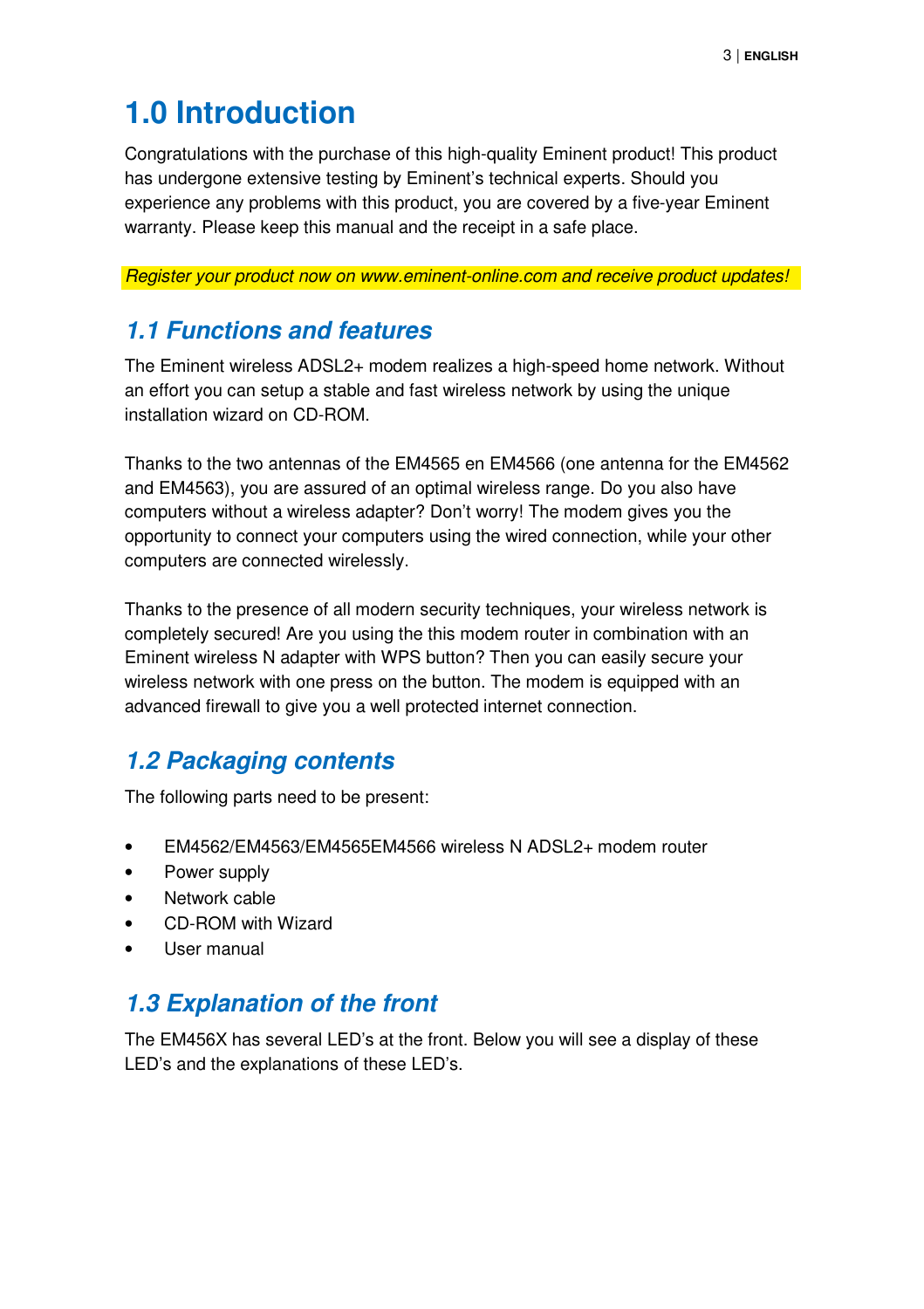# 1.0 Introduction

Congratulations with the purchase of this high-quality Eminent product! This product has undergone extensive testing by Eminent's technical experts. Should you experience any problems with this product, you are covered by a five-year Eminent warranty. Please keep this manual and the receipt in a safe place.

*Register your product now on www.eminent-online.com and receive product updates!*

## 1.1 Functions and features

The Eminent wireless ADSL2+ modem realizes a high-speed home network. Without an effort you can setup a stable and fast wireless network by using the unique installation wizard on CD-ROM.

Thanks to the two antennas of the EM4565 en EM4566 (one antenna for the EM4562 and EM4563), you are assured of an optimal wireless range. Do you also have computers without a wireless adapter? Don't worry! The modem gives you the opportunity to connect your computers using the wired connection, while your other computers are connected wirelessly.

Thanks to the presence of all modern security techniques, your wireless network is completely secured! Are you using the this modem router in combination with an Eminent wireless N adapter with WPS button? Then you can easily secure your wireless network with one press on the button. The modem is equipped with an advanced firewall to give you a well protected internet connection.

## 1.2 Packaging contents

The following parts need to be present:

- EM4562/EM4563/EM4565EM4566 wireless N ADSL2+ modem router
- Power supply
- Network cable
- CD-ROM with Wizard
- User manual

## 1.3 Explanation of the front

The EM456X has several LED's at the front. Below you will see a display of these LED's and the explanations of these LED's.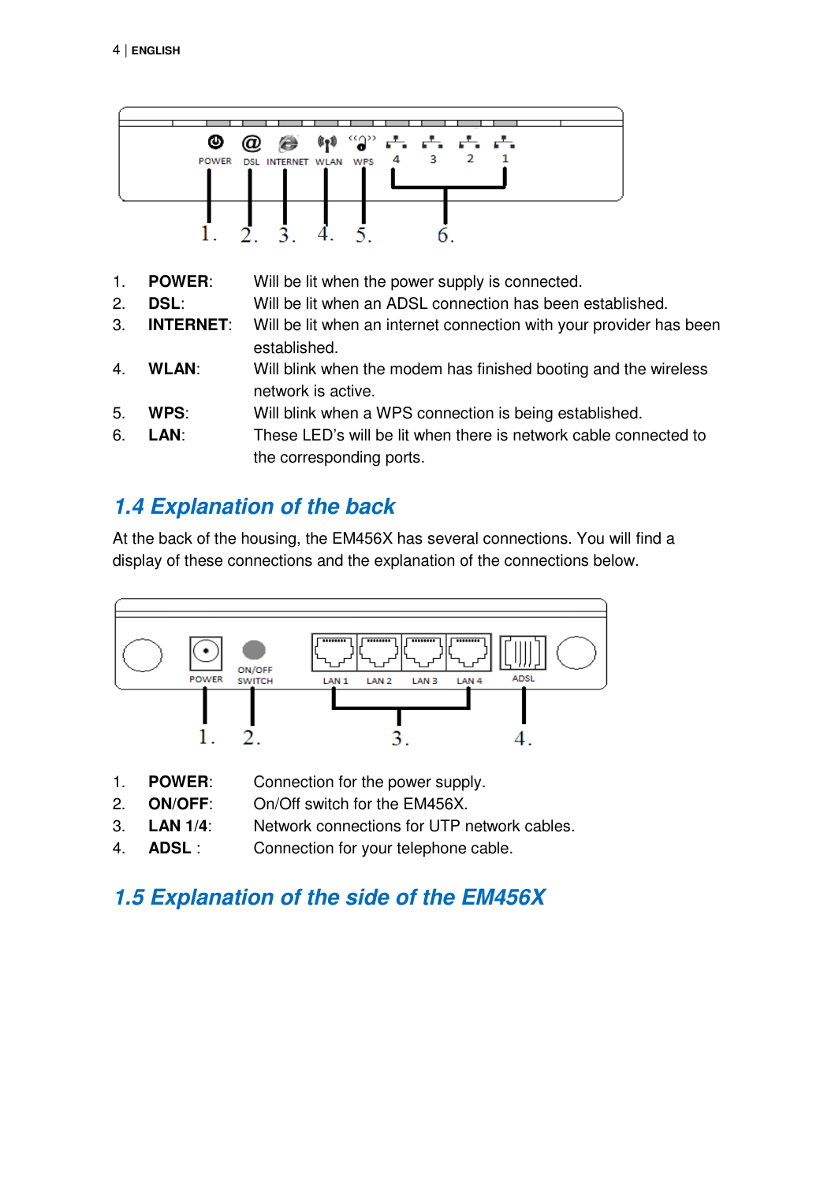1. **POWER**: Will be lit when the power supply is connected.
2. **DSL**: Will be lit when an ADSL connection has been established.
3. **INTERNET**: Will be lit when an internet connection with your provider has been established.
4. **WLAN**: Will blink when the modem has finished booting and the wireless network is active.
5. **WPS**: Will blink when a WPS connection is being established.
6. **LAN**: These LED's will be lit when there is network cable connected to the corresponding ports.

## 1.4 Explanation of the back

At the back of the housing, the EM456X has several connections. You will find a display of these connections and the explanation of the connections below.

1. **POWER**: Connection for the power supply.
2. **ON/OFF**: On/Off switch for the EM456X.
3. **LAN 1/4**: Network connections for UTP network cables.
4. **ADSL** : Connection for your telephone cable.

## 1.5 Explanation of the side of the EM456X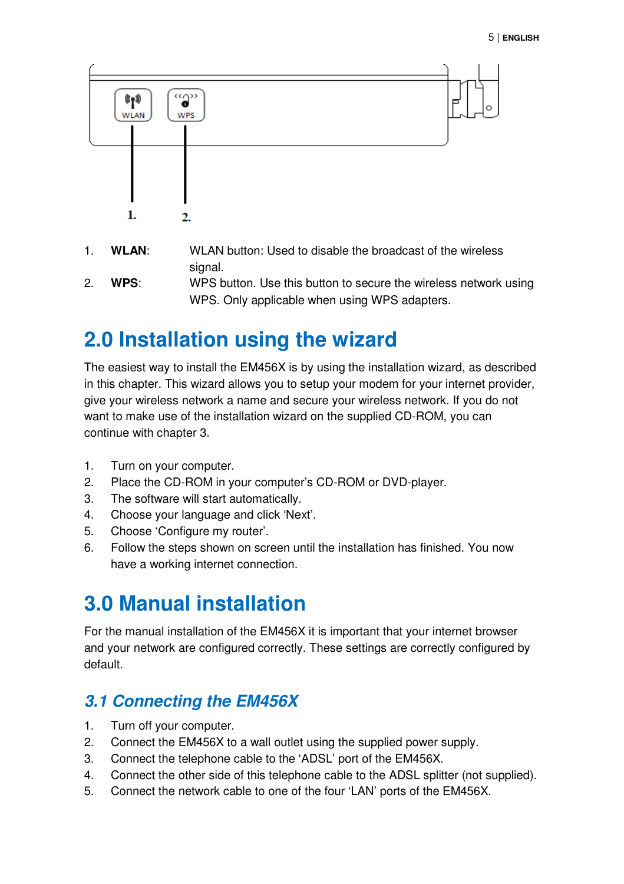1. **WLAN**: WLAN button: Used to disable the broadcast of the wireless signal.
2. **WPS**: WPS button. Use this button to secure the wireless network using WPS. Only applicable when using WPS adapters.

# 2.0 Installation using the wizard

The easiest way to install the EM456X is by using the installation wizard, as described in this chapter. This wizard allows you to setup your modem for your internet provider, give your wireless network a name and secure your wireless network. If you do not want to make use of the installation wizard on the supplied CD-ROM, you can continue with chapter 3.

1. Turn on your computer.
2. Place the CD-ROM in your computer's CD-ROM or DVD-player.
3. The software will start automatically.
4. Choose your language and click 'Next'.
5. Choose 'Configure my router'.
6. Follow the steps shown on screen until the installation has finished. You now have a working internet connection.

# 3.0 Manual installation

For the manual installation of the EM456X it is important that your internet browser and your network are configured correctly. These settings are correctly configured by default.

## *3.1 Connecting the EM456X*

1. Turn off your computer.
2. Connect the EM456X to a wall outlet using the supplied power supply.
3. Connect the telephone cable to the 'ADSL' port of the EM456X.
4. Connect the other side of this telephone cable to the ADSL splitter (not supplied).
5. Connect the network cable to one of the four 'LAN' ports of the EM456X.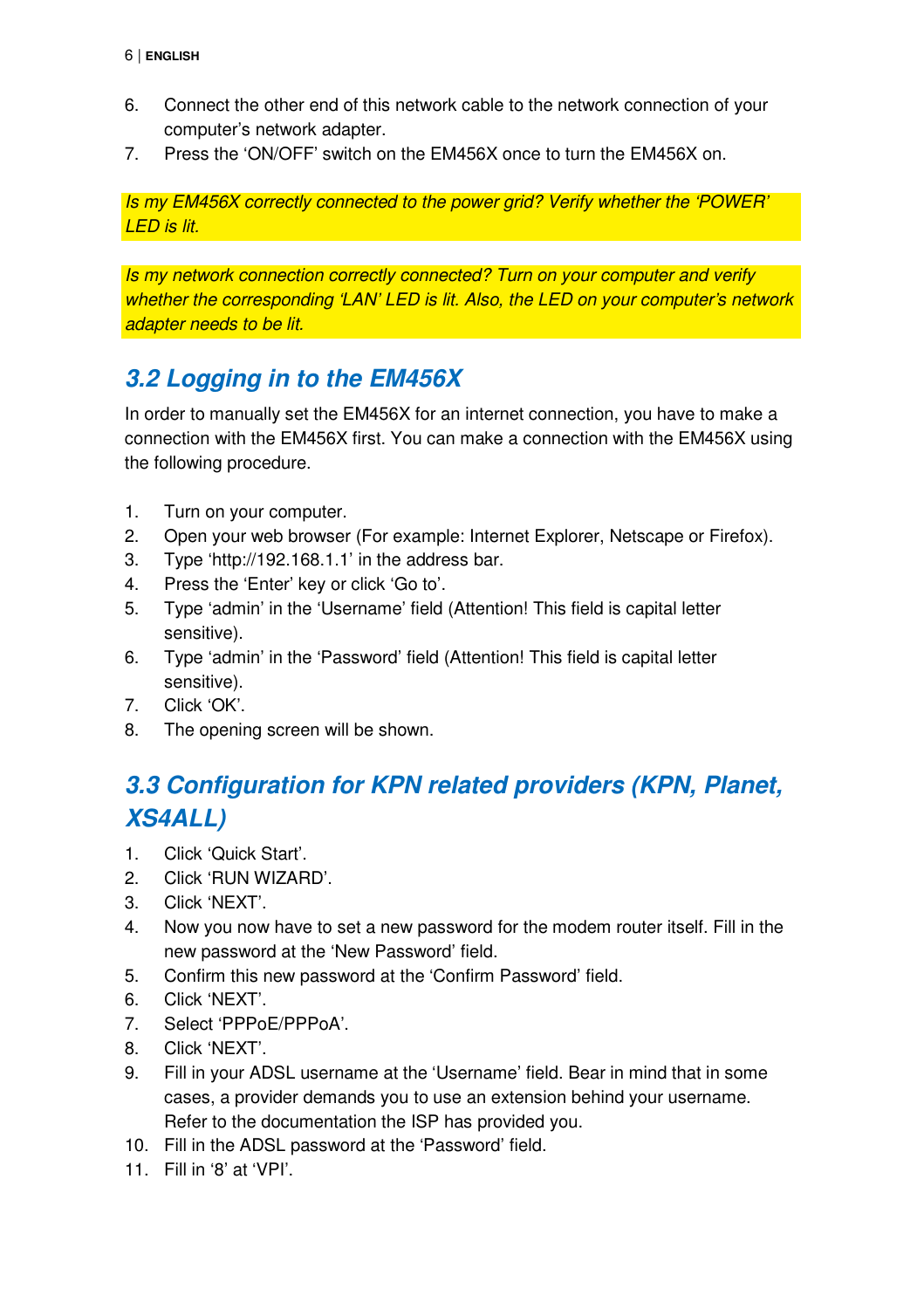6. Connect the other end of this network cable to the network connection of your computer's network adapter.
7. Press the 'ON/OFF' switch on the EM456X once to turn the EM456X on.

*Is my EM456X correctly connected to the power grid? Verify whether the 'POWER' LED is lit.*

*Is my network connection correctly connected? Turn on your computer and verify whether the corresponding 'LAN' LED is lit. Also, the LED on your computer's network adapter needs to be lit.*

## 3.2 Logging in to the EM456X

In order to manually set the EM456X for an internet connection, you have to make a connection with the EM456X first. You can make a connection with the EM456X using the following procedure.

1. Turn on your computer.
2. Open your web browser (For example: Internet Explorer, Netscape or Firefox).
3. Type 'http://192.168.1.1' in the address bar.
4. Press the 'Enter' key or click 'Go to'.
5. Type 'admin' in the 'Username' field (Attention! This field is capital letter sensitive).
6. Type 'admin' in the 'Password' field (Attention! This field is capital letter sensitive).
7. Click 'OK'.
8. The opening screen will be shown.

## 3.3 Configuration for KPN related providers (KPN, Planet, XS4ALL)

1. Click 'Quick Start'.
2. Click 'RUN WIZARD'.
3. Click 'NEXT'.
4. Now you now have to set a new password for the modem router itself. Fill in the new password at the 'New Password' field.
5. Confirm this new password at the 'Confirm Password' field.
6. Click 'NEXT'.
7. Select 'PPPoE/PPPoA'.
8. Click 'NEXT'.
9. Fill in your ADSL username at the 'Username' field. Bear in mind that in some cases, a provider demands you to use an extension behind your username. Refer to the documentation the ISP has provided you.
10. Fill in the ADSL password at the 'Password' field.
11. Fill in '8' at 'VPI'.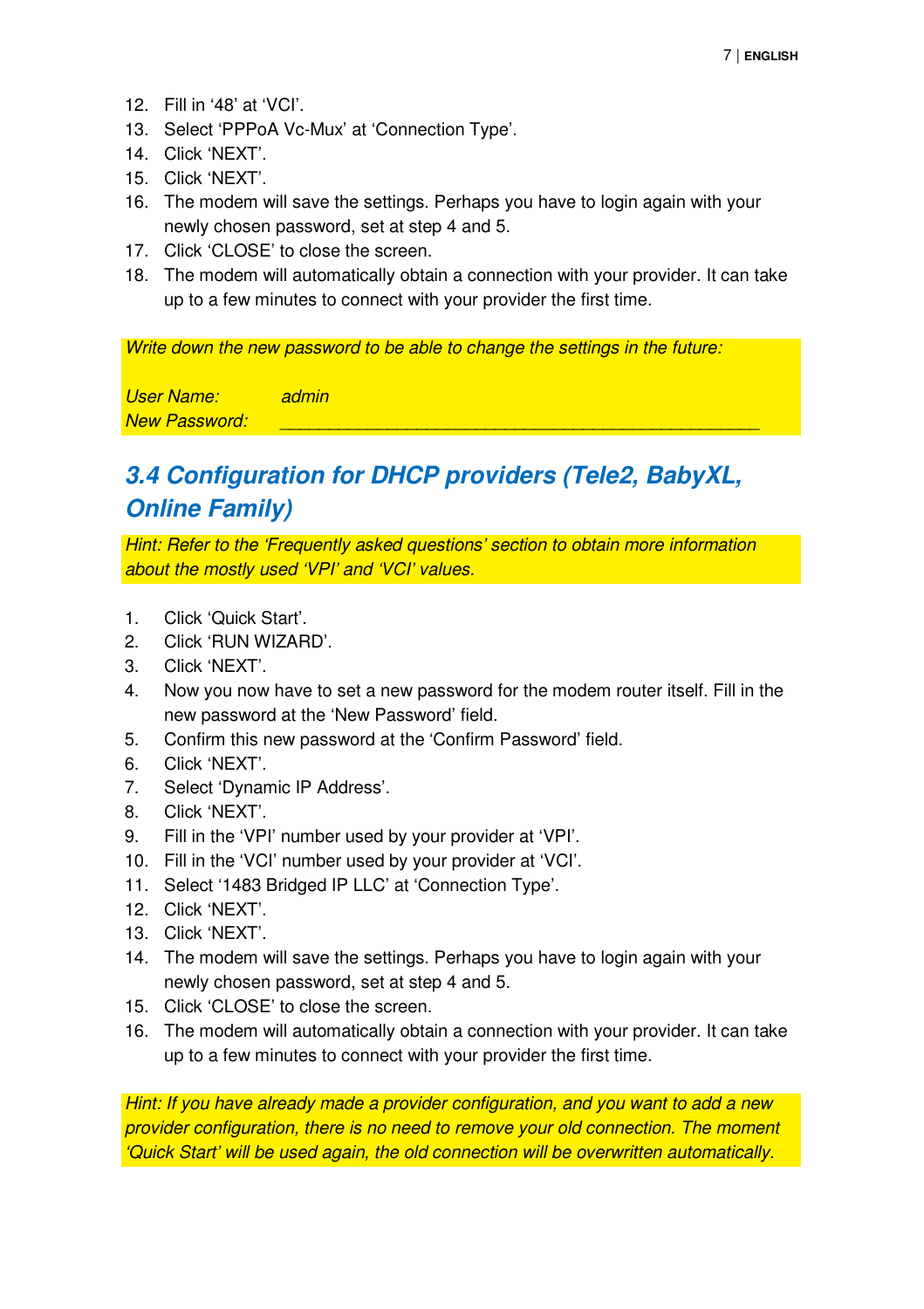12. Fill in ‘48’ at ‘VCI’.
13. Select ‘PPPoA Vc-Mux’ at ‘Connection Type’.
14. Click ‘NEXT’.
15. Click ‘NEXT’.
16. The modem will save the settings. Perhaps you have to login again with your newly chosen password, set at step 4 and 5.
17. Click ‘CLOSE’ to close the screen.
18. The modem will automatically obtain a connection with your provider. It can take up to a few minutes to connect with your provider the first time.

*Write down the new password to be able to change the settings in the future:*

*User Name:* *admin*
*New Password:* ______________________________________________

## 3.4 Configuration for DHCP providers (Tele2, BabyXL, Online Family)

*Hint: Refer to the ‘Frequently asked questions’ section to obtain more information about the mostly used ‘VPI’ and ‘VCI’ values.*

1. Click ‘Quick Start’.
2. Click ‘RUN WIZARD’.
3. Click ‘NEXT’.
4. Now you now have to set a new password for the modem router itself. Fill in the new password at the ‘New Password’ field.
5. Confirm this new password at the ‘Confirm Password’ field.
6. Click ‘NEXT’.
7. Select ‘Dynamic IP Address’.
8. Click ‘NEXT’.
9. Fill in the ‘VPI’ number used by your provider at ‘VPI’.
10. Fill in the ‘VCI’ number used by your provider at ‘VCI’.
11. Select ‘1483 Bridged IP LLC’ at ‘Connection Type’.
12. Click ‘NEXT’.
13. Click ‘NEXT’.
14. The modem will save the settings. Perhaps you have to login again with your newly chosen password, set at step 4 and 5.
15. Click ‘CLOSE’ to close the screen.
16. The modem will automatically obtain a connection with your provider. It can take up to a few minutes to connect with your provider the first time.

*Hint: If you have already made a provider configuration, and you want to add a new provider configuration, there is no need to remove your old connection. The moment ‘Quick Start’ will be used again, the old connection will be overwritten automatically.*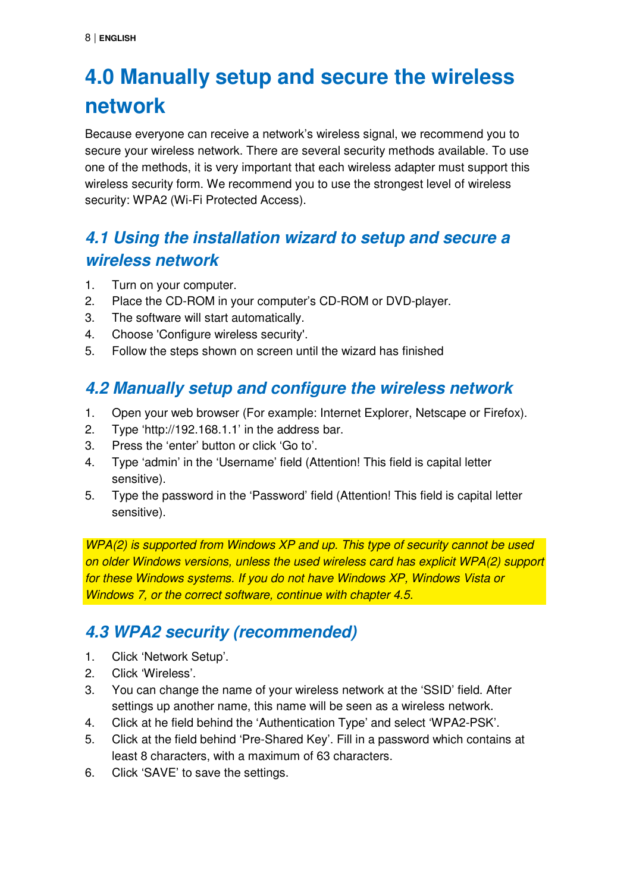# 4.0 Manually setup and secure the wireless network

Because everyone can receive a network's wireless signal, we recommend you to secure your wireless network. There are several security methods available. To use one of the methods, it is very important that each wireless adapter must support this wireless security form. We recommend you to use the strongest level of wireless security: WPA2 (Wi-Fi Protected Access).

## *4.1 Using the installation wizard to setup and secure a wireless network*

1. Turn on your computer.
2. Place the CD-ROM in your computer's CD-ROM or DVD-player.
3. The software will start automatically.
4. Choose 'Configure wireless security'.
5. Follow the steps shown on screen until the wizard has finished

## *4.2 Manually setup and configure the wireless network*

1. Open your web browser (For example: Internet Explorer, Netscape or Firefox).
2. Type 'http://192.168.1.1' in the address bar.
3. Press the 'enter' button or click 'Go to'.
4. Type 'admin' in the 'Username' field (Attention! This field is capital letter sensitive).
5. Type the password in the 'Password' field (Attention! This field is capital letter sensitive).

*WPA(2) is supported from Windows XP and up. This type of security cannot be used on older Windows versions, unless the used wireless card has explicit WPA(2) support for these Windows systems. If you do not have Windows XP, Windows Vista or Windows 7, or the correct software, continue with chapter 4.5.*

## *4.3 WPA2 security (recommended)*

1. Click 'Network Setup'.
2. Click 'Wireless'.
3. You can change the name of your wireless network at the 'SSID' field. After settings up another name, this name will be seen as a wireless network.
4. Click at he field behind the 'Authentication Type' and select 'WPA2-PSK'.
5. Click at the field behind 'Pre-Shared Key'. Fill in a password which contains at least 8 characters, with a maximum of 63 characters.
6. Click 'SAVE' to save the settings.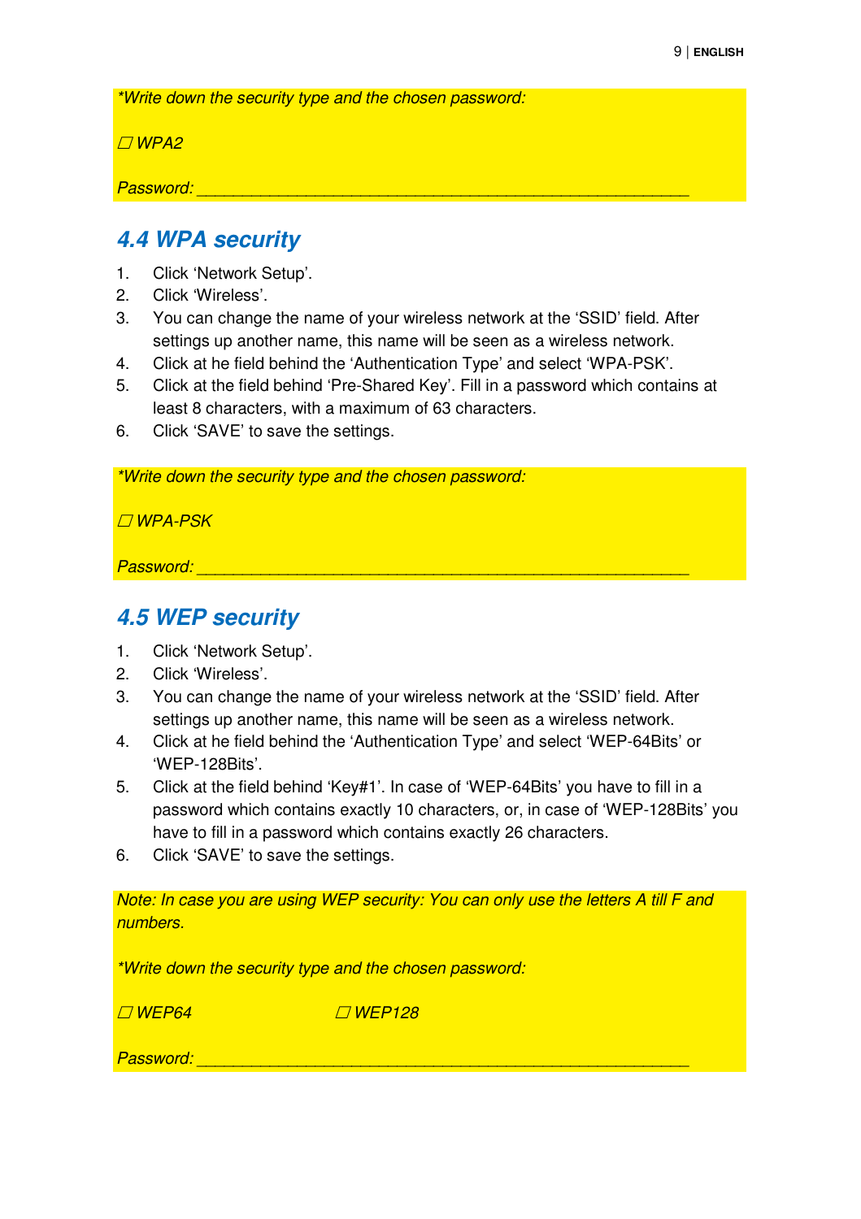*\*Write down the security type and the chosen password:*

*☐ WPA2*

*Password: ______________________________________________________*

## 4.4 WPA security

1. Click ‘Network Setup’.
2. Click ‘Wireless’.
3. You can change the name of your wireless network at the ‘SSID’ field. After settings up another name, this name will be seen as a wireless network.
4. Click at he field behind the ‘Authentication Type’ and select ‘WPA-PSK’.
5. Click at the field behind ‘Pre-Shared Key’. Fill in a password which contains at least 8 characters, with a maximum of 63 characters.
6. Click ‘SAVE’ to save the settings.

*\*Write down the security type and the chosen password:*

*☐ WPA-PSK*

*Password: ______________________________________________________*

## 4.5 WEP security

1. Click ‘Network Setup’.
2. Click ‘Wireless’.
3. You can change the name of your wireless network at the ‘SSID’ field. After settings up another name, this name will be seen as a wireless network.
4. Click at he field behind the ‘Authentication Type’ and select ‘WEP-64Bits’ or ‘WEP-128Bits’.
5. Click at the field behind ‘Key#1’. In case of ‘WEP-64Bits’ you have to fill in a password which contains exactly 10 characters, or, in case of ‘WEP-128Bits’ you have to fill in a password which contains exactly 26 characters.
6. Click ‘SAVE’ to save the settings.

*Note: In case you are using WEP security: You can only use the letters A till F and numbers.*

*\*Write down the security type and the chosen password:*

*☐ WEP64 ☐ WEP128*

*Password: ______________________________________________________*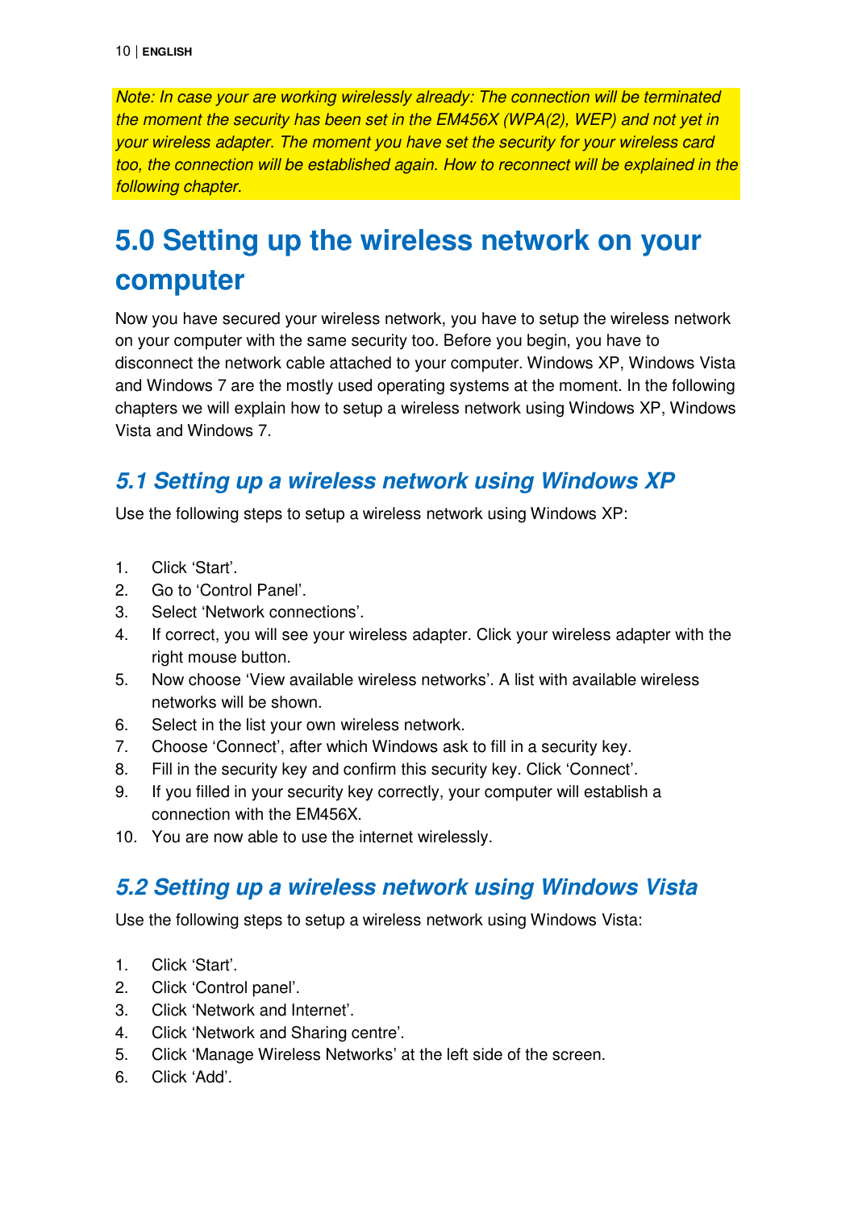*Note: In case your are working wirelessly already: The connection will be terminated the moment the security has been set in the EM456X (WPA(2), WEP) and not yet in your wireless adapter. The moment you have set the security for your wireless card too, the connection will be established again. How to reconnect will be explained in the following chapter.*

# 5.0 Setting up the wireless network on your computer

Now you have secured your wireless network, you have to setup the wireless network on your computer with the same security too. Before you begin, you have to disconnect the network cable attached to your computer. Windows XP, Windows Vista and Windows 7 are the mostly used operating systems at the moment. In the following chapters we will explain how to setup a wireless network using Windows XP, Windows Vista and Windows 7.

## *5.1 Setting up a wireless network using Windows XP*

Use the following steps to setup a wireless network using Windows XP:

1. Click 'Start'.
2. Go to 'Control Panel'.
3. Select 'Network connections'.
4. If correct, you will see your wireless adapter. Click your wireless adapter with the right mouse button.
5. Now choose 'View available wireless networks'. A list with available wireless networks will be shown.
6. Select in the list your own wireless network.
7. Choose 'Connect', after which Windows ask to fill in a security key.
8. Fill in the security key and confirm this security key. Click 'Connect'.
9. If you filled in your security key correctly, your computer will establish a connection with the EM456X.
10. You are now able to use the internet wirelessly.

## *5.2 Setting up a wireless network using Windows Vista*

Use the following steps to setup a wireless network using Windows Vista:

1. Click 'Start'.
2. Click 'Control panel'.
3. Click 'Network and Internet'.
4. Click 'Network and Sharing centre'.
5. Click 'Manage Wireless Networks' at the left side of the screen.
6. Click 'Add'.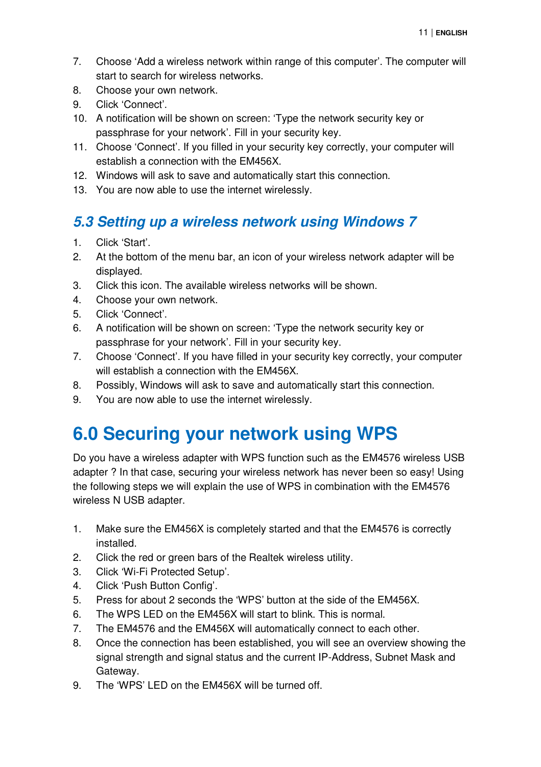7. Choose 'Add a wireless network within range of this computer'. The computer will start to search for wireless networks.
8. Choose your own network.
9. Click 'Connect'.
10. A notification will be shown on screen: 'Type the network security key or passphrase for your network'. Fill in your security key.
11. Choose 'Connect'. If you filled in your security key correctly, your computer will establish a connection with the EM456X.
12. Windows will ask to save and automatically start this connection.
13. You are now able to use the internet wirelessly.

## *5.3 Setting up a wireless network using Windows 7*

1. Click 'Start'.
2. At the bottom of the menu bar, an icon of your wireless network adapter will be displayed.
3. Click this icon. The available wireless networks will be shown.
4. Choose your own network.
5. Click 'Connect'.
6. A notification will be shown on screen: 'Type the network security key or passphrase for your network'. Fill in your security key.
7. Choose 'Connect'. If you have filled in your security key correctly, your computer will establish a connection with the EM456X.
8. Possibly, Windows will ask to save and automatically start this connection.
9. You are now able to use the internet wirelessly.

# 6.0 Securing your network using WPS

Do you have a wireless adapter with WPS function such as the EM4576 wireless USB adapter ? In that case, securing your wireless network has never been so easy! Using the following steps we will explain the use of WPS in combination with the EM4576 wireless N USB adapter.

1. Make sure the EM456X is completely started and that the EM4576 is correctly installed.
2. Click the red or green bars of the Realtek wireless utility.
3. Click 'Wi-Fi Protected Setup'.
4. Click 'Push Button Config'.
5. Press for about 2 seconds the 'WPS' button at the side of the EM456X.
6. The WPS LED on the EM456X will start to blink. This is normal.
7. The EM4576 and the EM456X will automatically connect to each other.
8. Once the connection has been established, you will see an overview showing the signal strength and signal status and the current IP-Address, Subnet Mask and Gateway.
9. The 'WPS' LED on the EM456X will be turned off.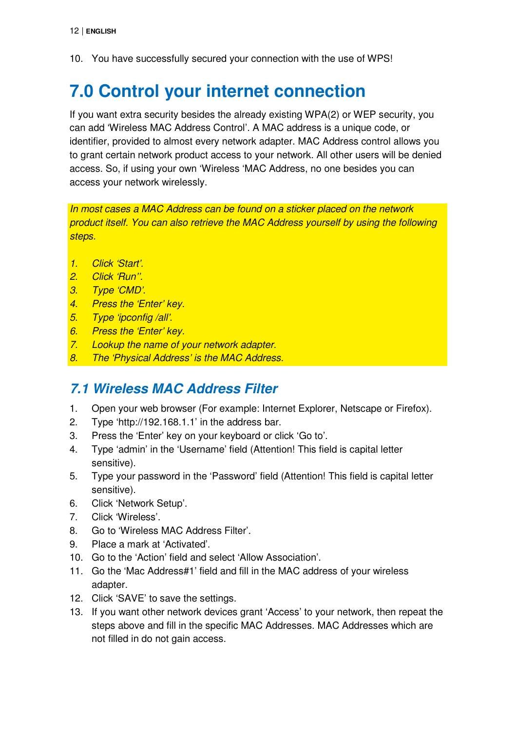10. You have successfully secured your connection with the use of WPS!

# 7.0 Control your internet connection

If you want extra security besides the already existing WPA(2) or WEP security, you can add 'Wireless MAC Address Control'. A MAC address is a unique code, or identifier, provided to almost every network adapter. MAC Address control allows you to grant certain network product access to your network. All other users will be denied access. So, if using your own 'Wireless 'MAC Address, no one besides you can access your network wirelessly.

*In most cases a MAC Address can be found on a sticker placed on the network product itself. You can also retrieve the MAC Address yourself by using the following steps.*

1. *Click 'Start'.*
2. *Click 'Run''.*
3. *Type 'CMD'.*
4. *Press the 'Enter' key.*
5. *Type 'ipconfig /all'.*
6. *Press the 'Enter' key.*
7. *Lookup the name of your network adapter.*
8. *The 'Physical Address' is the MAC Address.*

## *7.1 Wireless MAC Address Filter*

1. Open your web browser (For example: Internet Explorer, Netscape or Firefox).
2. Type 'http://192.168.1.1' in the address bar.
3. Press the 'Enter' key on your keyboard or click 'Go to'.
4. Type 'admin' in the 'Username' field (Attention! This field is capital letter sensitive).
5. Type your password in the 'Password' field (Attention! This field is capital letter sensitive).
6. Click 'Network Setup'.
7. Click 'Wireless'.
8. Go to 'Wireless MAC Address Filter'.
9. Place a mark at 'Activated'.
10. Go to the 'Action' field and select 'Allow Association'.
11. Go the 'Mac Address#1' field and fill in the MAC address of your wireless adapter.
12. Click 'SAVE' to save the settings.
13. If you want other network devices grant 'Access' to your network, then repeat the steps above and fill in the specific MAC Addresses. MAC Addresses which are not filled in do not gain access.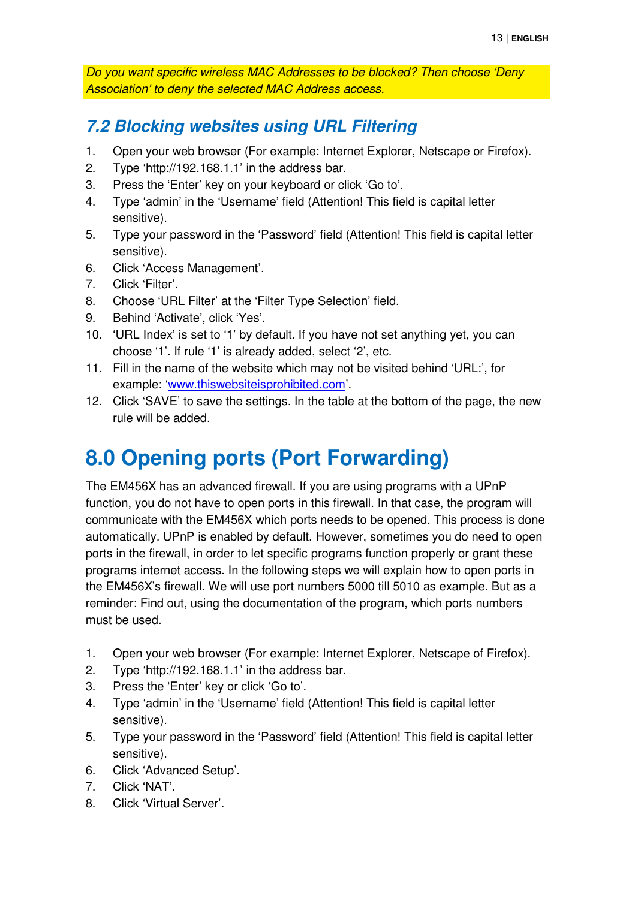*Do you want specific wireless MAC Addresses to be blocked? Then choose 'Deny Association' to deny the selected MAC Address access.*

## 7.2 Blocking websites using URL Filtering

1. Open your web browser (For example: Internet Explorer, Netscape or Firefox).
2. Type 'http://192.168.1.1' in the address bar.
3. Press the 'Enter' key on your keyboard or click 'Go to'.
4. Type 'admin' in the 'Username' field (Attention! This field is capital letter sensitive).
5. Type your password in the 'Password' field (Attention! This field is capital letter sensitive).
6. Click 'Access Management'.
7. Click 'Filter'.
8. Choose 'URL Filter' at the 'Filter Type Selection' field.
9. Behind 'Activate', click 'Yes'.
10. 'URL Index' is set to '1' by default. If you have not set anything yet, you can choose '1'. If rule '1' is already added, select '2', etc.
11. Fill in the name of the website which may not be visited behind 'URL:', for example: 'www.thiswebsiteisprohibited.com'.
12. Click 'SAVE' to save the settings. In the table at the bottom of the page, the new rule will be added.

# 8.0 Opening ports (Port Forwarding)

The EM456X has an advanced firewall. If you are using programs with a UPnP function, you do not have to open ports in this firewall. In that case, the program will communicate with the EM456X which ports needs to be opened. This process is done automatically. UPnP is enabled by default. However, sometimes you do need to open ports in the firewall, in order to let specific programs function properly or grant these programs internet access. In the following steps we will explain how to open ports in the EM456X's firewall. We will use port numbers 5000 till 5010 as example. But as a reminder: Find out, using the documentation of the program, which ports numbers must be used.

1. Open your web browser (For example: Internet Explorer, Netscape of Firefox).
2. Type 'http://192.168.1.1' in the address bar.
3. Press the 'Enter' key or click 'Go to'.
4. Type 'admin' in the 'Username' field (Attention! This field is capital letter sensitive).
5. Type your password in the 'Password' field (Attention! This field is capital letter sensitive).
6. Click 'Advanced Setup'.
7. Click 'NAT'.
8. Click 'Virtual Server'.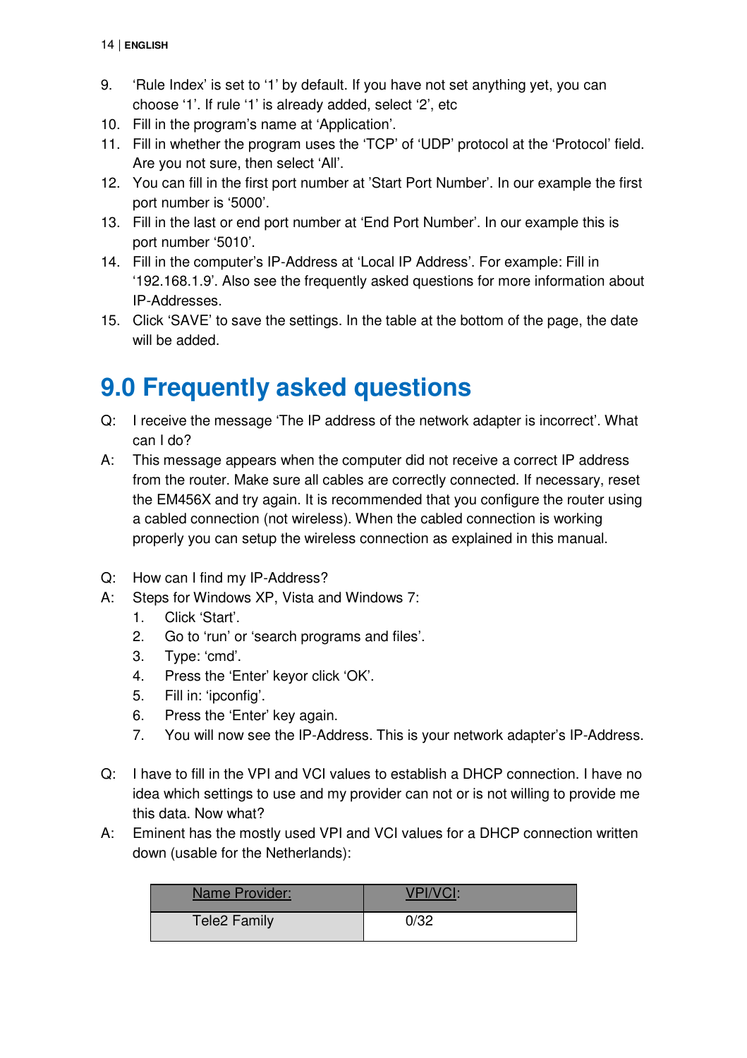9. ‘Rule Index’ is set to ‘1’ by default. If you have not set anything yet, you can choose ‘1’. If rule ‘1’ is already added, select ‘2’, etc
10. Fill in the program’s name at ‘Application’.
11. Fill in whether the program uses the ‘TCP’ of ‘UDP’ protocol at the ‘Protocol’ field. Are you not sure, then select ‘All’.
12. You can fill in the first port number at ’Start Port Number’. In our example the first port number is ‘5000’.
13. Fill in the last or end port number at ‘End Port Number’. In our example this is port number ‘5010’.
14. Fill in the computer’s IP-Address at ‘Local IP Address’. For example: Fill in ‘192.168.1.9’. Also see the frequently asked questions for more information about IP-Addresses.
15. Click ‘SAVE’ to save the settings. In the table at the bottom of the page, the date will be added.

# 9.0 Frequently asked questions

Q: I receive the message ‘The IP address of the network adapter is incorrect’. What can I do?

A: This message appears when the computer did not receive a correct IP address from the router. Make sure all cables are correctly connected. If necessary, reset the EM456X and try again. It is recommended that you configure the router using a cabled connection (not wireless). When the cabled connection is working properly you can setup the wireless connection as explained in this manual.

Q: How can I find my IP-Address?

A: Steps for Windows XP, Vista and Windows 7:

1. Click ‘Start’.
2. Go to ‘run’ or ‘search programs and files’.
3. Type: ‘cmd’.
4. Press the ‘Enter’ keyor click ‘OK’.
5. Fill in: ‘ipconfig’.
6. Press the ‘Enter’ key again.
7. You will now see the IP-Address. This is your network adapter’s IP-Address.

Q: I have to fill in the VPI and VCI values to establish a DHCP connection. I have no idea which settings to use and my provider can not or is not willing to provide me this data. Now what?

A: Eminent has the mostly used VPI and VCI values for a DHCP connection written down (usable for the Netherlands):

| Name Provider: | VPI/VCI: |
|---|---|
| Tele2 Family | 0/32 |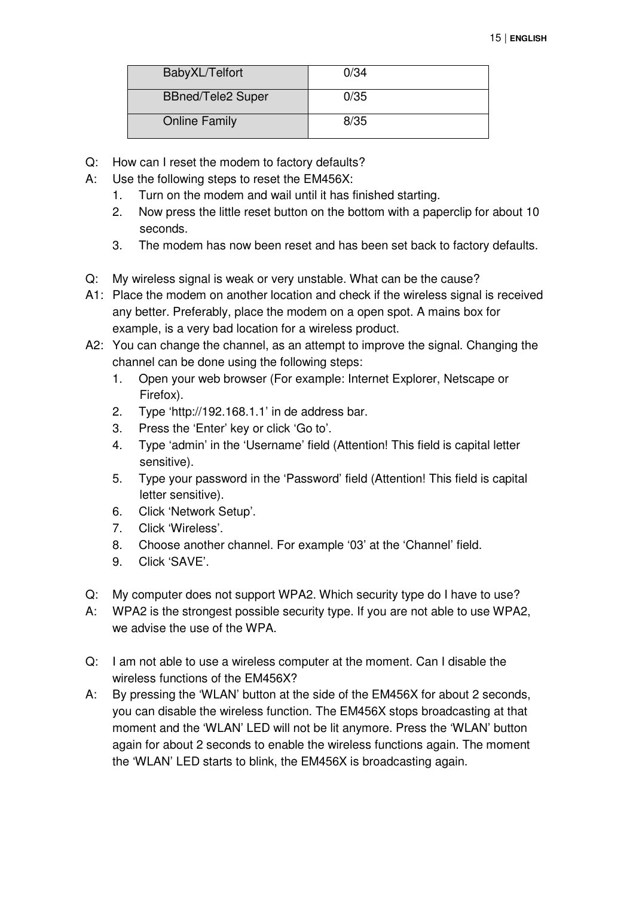| BabyXL/Telfort | 0/34 |
| --- | --- |
| BBned/Tele2 Super | 0/35 |
| Online Family | 8/35 |

Q: How can I reset the modem to factory defaults?

A: Use the following steps to reset the EM456X:

1. Turn on the modem and wail until it has finished starting.
2. Now press the little reset button on the bottom with a paperclip for about 10 seconds.
3. The modem has now been reset and has been set back to factory defaults.

Q: My wireless signal is weak or very unstable. What can be the cause?

A1: Place the modem on another location and check if the wireless signal is received any better. Preferably, place the modem on a open spot. A mains box for example, is a very bad location for a wireless product.

A2: You can change the channel, as an attempt to improve the signal. Changing the channel can be done using the following steps:

1. Open your web browser (For example: Internet Explorer, Netscape or Firefox).
2. Type 'http://192.168.1.1' in de address bar.
3. Press the 'Enter' key or click 'Go to'.
4. Type 'admin' in the 'Username' field (Attention! This field is capital letter sensitive).
5. Type your password in the 'Password' field (Attention! This field is capital letter sensitive).
6. Click 'Network Setup'.
7. Click 'Wireless'.
8. Choose another channel. For example '03' at the 'Channel' field.
9. Click 'SAVE'.

Q: My computer does not support WPA2. Which security type do I have to use?

A: WPA2 is the strongest possible security type. If you are not able to use WPA2, we advise the use of the WPA.

Q: I am not able to use a wireless computer at the moment. Can I disable the wireless functions of the EM456X?

A: By pressing the 'WLAN' button at the side of the EM456X for about 2 seconds, you can disable the wireless function. The EM456X stops broadcasting at that moment and the 'WLAN' LED will not be lit anymore. Press the 'WLAN' button again for about 2 seconds to enable the wireless functions again. The moment the 'WLAN' LED starts to blink, the EM456X is broadcasting again.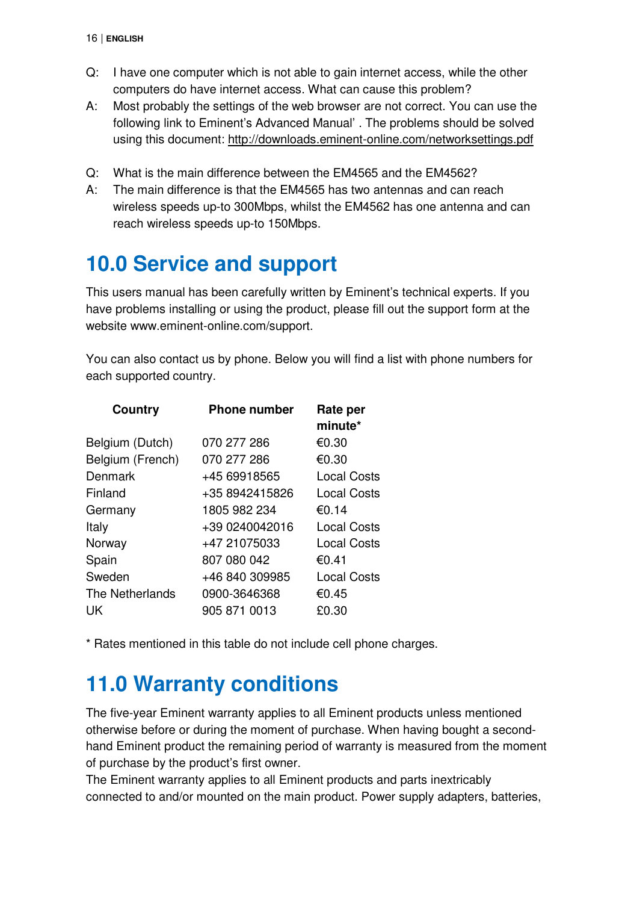Q: I have one computer which is not able to gain internet access, while the other computers do have internet access. What can cause this problem?

A: Most probably the settings of the web browser are not correct. You can use the following link to Eminent's Advanced Manual' . The problems should be solved using this document: http://downloads.eminent-online.com/networksettings.pdf

Q: What is the main difference between the EM4565 and the EM4562?

A: The main difference is that the EM4565 has two antennas and can reach wireless speeds up-to 300Mbps, whilst the EM4562 has one antenna and can reach wireless speeds up-to 150Mbps.

# 10.0 Service and support

This users manual has been carefully written by Eminent's technical experts. If you have problems installing or using the product, please fill out the support form at the website www.eminent-online.com/support.

You can also contact us by phone. Below you will find a list with phone numbers for each supported country.

| Country | Phone number | Rate per minute* |
|---|---|---|
| Belgium (Dutch) | 070 277 286 | €0.30 |
| Belgium (French) | 070 277 286 | €0.30 |
| Denmark | +45 69918565 | Local Costs |
| Finland | +35 8942415826 | Local Costs |
| Germany | 1805 982 234 | €0.14 |
| Italy | +39 0240042016 | Local Costs |
| Norway | +47 21075033 | Local Costs |
| Spain | 807 080 042 | €0.41 |
| Sweden | +46 840 309985 | Local Costs |
| The Netherlands | 0900-3646368 | €0.45 |
| UK | 905 871 0013 | £0.30 |

* Rates mentioned in this table do not include cell phone charges.

# 11.0 Warranty conditions

The five-year Eminent warranty applies to all Eminent products unless mentioned otherwise before or during the moment of purchase. When having bought a second-hand Eminent product the remaining period of warranty is measured from the moment of purchase by the product's first owner.
The Eminent warranty applies to all Eminent products and parts inextricably connected to and/or mounted on the main product. Power supply adapters, batteries,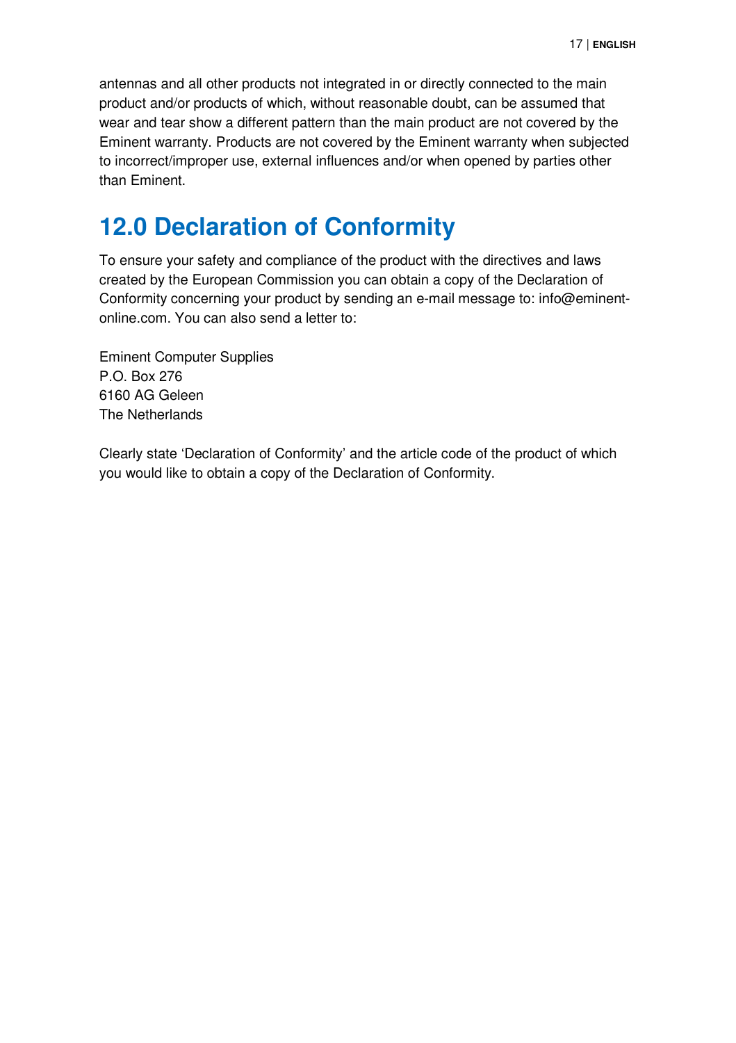antennas and all other products not integrated in or directly connected to the main product and/or products of which, without reasonable doubt, can be assumed that wear and tear show a different pattern than the main product are not covered by the Eminent warranty. Products are not covered by the Eminent warranty when subjected to incorrect/improper use, external influences and/or when opened by parties other than Eminent.

# 12.0 Declaration of Conformity

To ensure your safety and compliance of the product with the directives and laws created by the European Commission you can obtain a copy of the Declaration of Conformity concerning your product by sending an e-mail message to: info@eminent-online.com. You can also send a letter to:

Eminent Computer Supplies
P.O. Box 276
6160 AG Geleen
The Netherlands

Clearly state 'Declaration of Conformity' and the article code of the product of which you would like to obtain a copy of the Declaration of Conformity.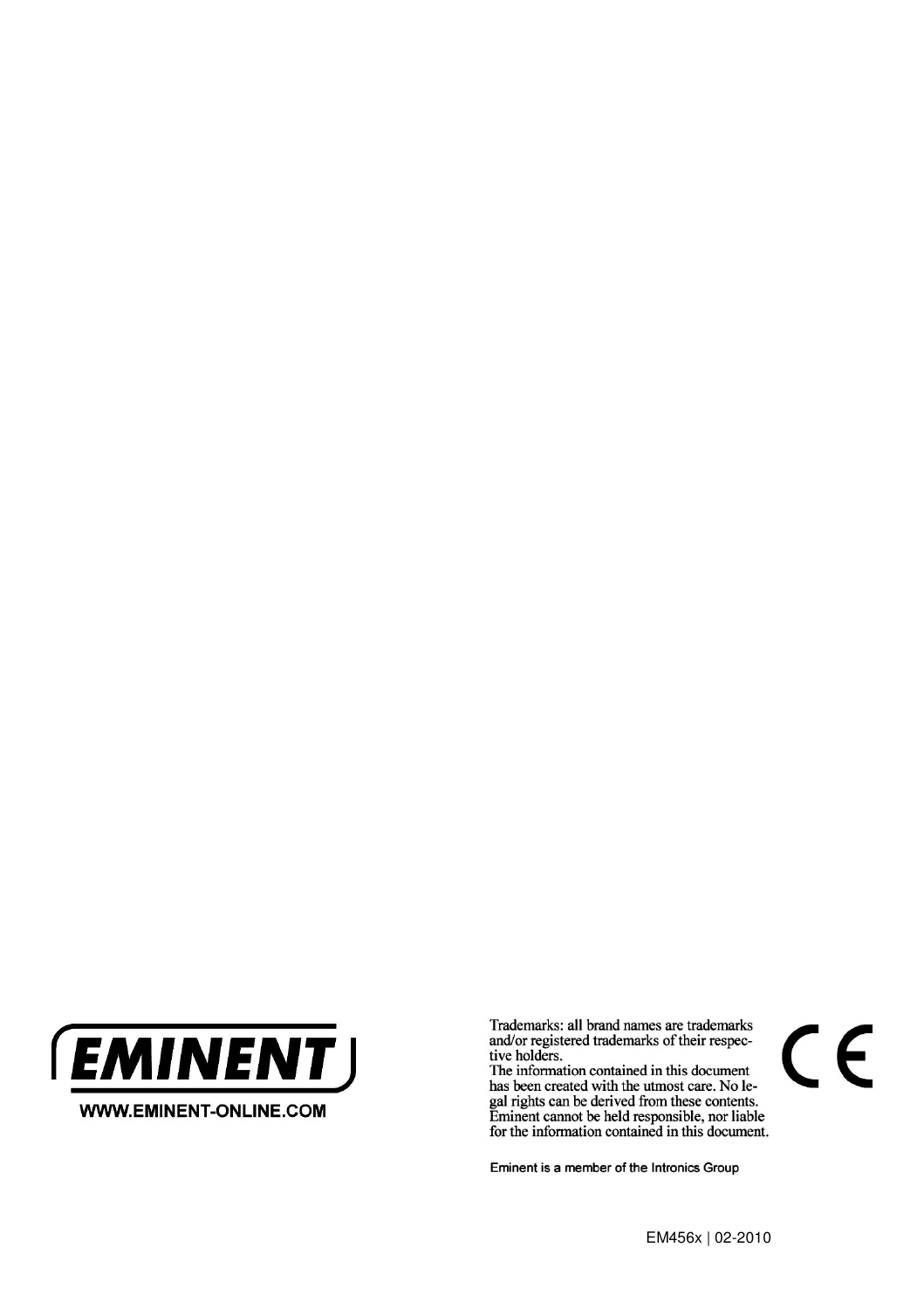EMINENT

WWW.EMINENT-ONLINE.COM

Trademarks: all brand names are trademarks and/or registered trademarks of their respective holders.
The information contained in this document has been created with the utmost care. No legal rights can be derived from these contents. Eminent cannot be held responsible, nor liable for the information contained in this document.

Eminent is a member of the Intronics Group

CE

EM456x | 02-2010